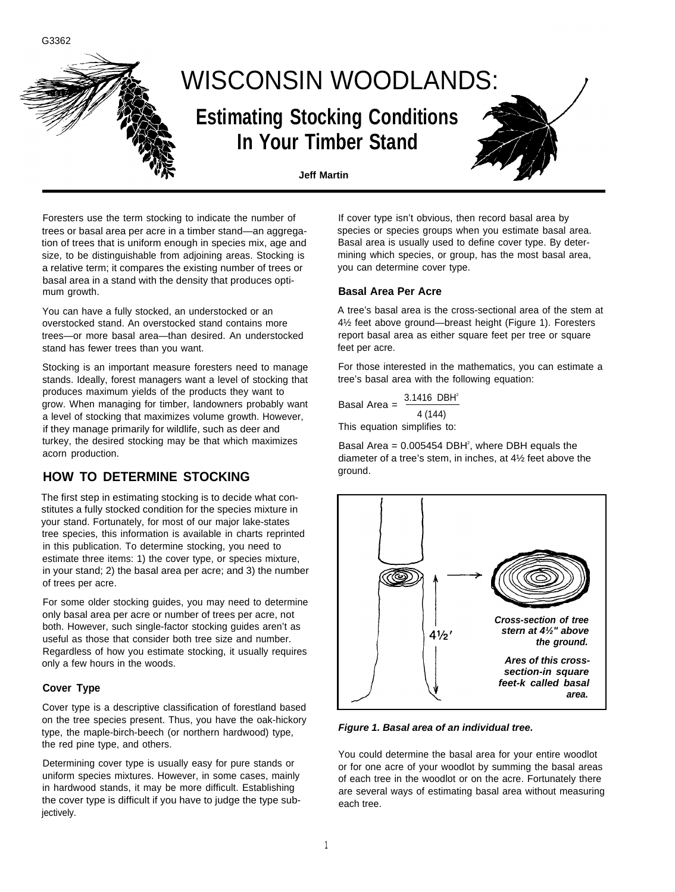G3362

# WISCONSIN WOODLANDS:

## Estimating Stocking Conditions In Your Timber Stand

**Jeff Martin**

Foresters use the term stocking to indicate the number of trees or basal area per acre in a timber stand—an aggregation of trees that is uniform enough in species mix, age and size, to be distinguishable from adjoining areas. Stocking is a relative term; it compares the existing number of trees or basal area in a stand with the density that produces optimum growth.

You can have a fully stocked, an understocked or an overstocked stand. An overstocked stand contains more trees—or more basal area—than desired. An understocked stand has fewer trees than you want.

Stocking is an important measure foresters need to manage stands. Ideally, forest managers want a level of stocking that produces maximum yields of the products they want to grow. When managing for timber, landowners probably want a level of stocking that maximizes volume growth. However, if they manage primarily for wildlife, such as deer and turkey, the desired stocking may be that which maximizes acorn production.

## HOW TO DETERMINE STOCKING

The first step in estimating stocking is to decide what constitutes a fully stocked condition for the species mixture in your stand. Fortunately, for most of our major lake-states tree species, this information is available in charts reprinted in this publication. To determine stocking, you need to estimate three items: 1) the cover type, or species mixture, in your stand; 2) the basal area per acre; and 3) the number of trees per acre.

For some older stocking guides, you may need to determine only basal area per acre or number of trees per acre, not both. However, such single-factor stocking guides aren't as useful as those that consider both tree size and number. Regardless of how you estimate stocking, it usually requires only a few hours in the woods.

### Cover Type

Cover type is a descriptive classification of forestland based on the tree species present. Thus, you have the oak-hickory type, the maple-birch-beech (or northern hardwood) type, the red pine type, and others.

Determining cover type is usually easy for pure stands or uniform species mixtures. However, in some cases, mainly in hardwood stands, it may be more difficult. Establishing the cover type is difficult if you have to judge the type subjectively.

If cover type isn't obvious, then record basal area by species or species groups when you estimate basal area. Basal area is usually used to define cover type. By determining which species, or group, has the most basal area, you can determine cover type.

### Basal Area Per Acre

A tree's basal area is the cross-sectional area of the stem at 4½ feet above ground—breast height (Figure 1). Foresters report basal area as either square feet per tree or square feet per acre.

For those interested in the mathematics, you can estimate a tree's basal area with the following equation:

$$\text{Basal Area} = \frac{3.1416\ \text{DBH}^2}{4\ (144)}$$

This equation simplifies to:

Basal Area = $0.005454\ \text{DBH}^2$, where DBH equals the diameter of a tree's stem, in inches, at 4½ feet above the ground.

4½′

*Cross-section of tree stern at 4½" above the ground.*

*Ares of this cross-section-in square feet-k called basal area.*

***Figure 1. Basal area of an individual tree.***

You could determine the basal area for your entire woodlot or for one acre of your woodlot by summing the basal areas of each tree in the woodlot or on the acre. Fortunately there are several ways of estimating basal area without measuring each tree.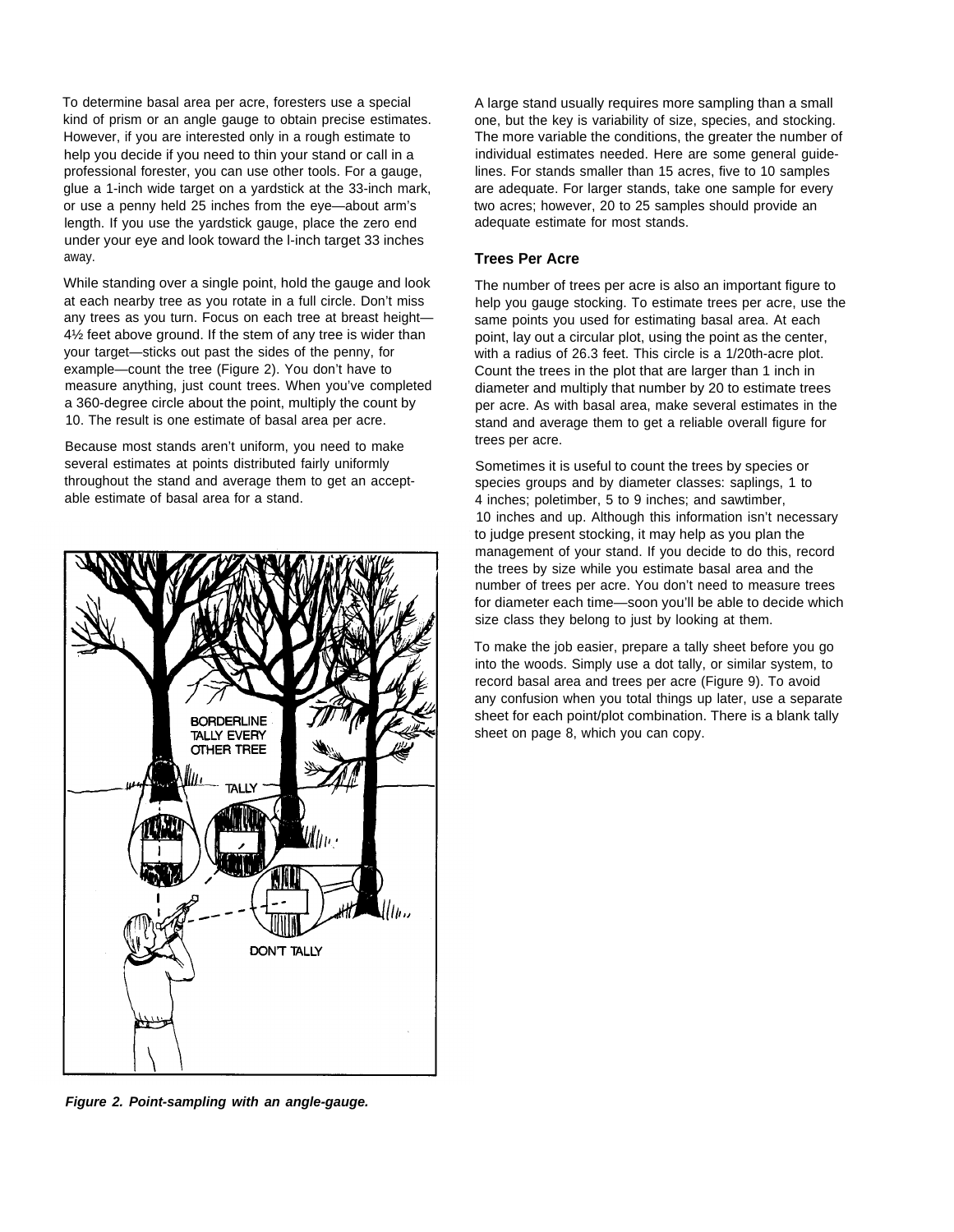To determine basal area per acre, foresters use a special kind of prism or an angle gauge to obtain precise estimates. However, if you are interested only in a rough estimate to help you decide if you need to thin your stand or call in a professional forester, you can use other tools. For a gauge, glue a 1-inch wide target on a yardstick at the 33-inch mark, or use a penny held 25 inches from the eye—about arm's length. If you use the yardstick gauge, place the zero end under your eye and look toward the l-inch target 33 inches away.

While standing over a single point, hold the gauge and look at each nearby tree as you rotate in a full circle. Don't miss any trees as you turn. Focus on each tree at breast height—4½ feet above ground. If the stem of any tree is wider than your target—sticks out past the sides of the penny, for example—count the tree (Figure 2). You don't have to measure anything, just count trees. When you've completed a 360-degree circle about the point, multiply the count by 10. The result is one estimate of basal area per acre.

Because most stands aren't uniform, you need to make several estimates at points distributed fairly uniformly throughout the stand and average them to get an acceptable estimate of basal area for a stand.

***Figure 2. Point-sampling with an angle-gauge.***

A large stand usually requires more sampling than a small one, but the key is variability of size, species, and stocking. The more variable the conditions, the greater the number of individual estimates needed. Here are some general guidelines. For stands smaller than 15 acres, five to 10 samples are adequate. For larger stands, take one sample for every two acres; however, 20 to 25 samples should provide an adequate estimate for most stands.

### Trees Per Acre

The number of trees per acre is also an important figure to help you gauge stocking. To estimate trees per acre, use the same points you used for estimating basal area. At each point, lay out a circular plot, using the point as the center, with a radius of 26.3 feet. This circle is a 1/20th-acre plot. Count the trees in the plot that are larger than 1 inch in diameter and multiply that number by 20 to estimate trees per acre. As with basal area, make several estimates in the stand and average them to get a reliable overall figure for trees per acre.

Sometimes it is useful to count the trees by species or species groups and by diameter classes: saplings, 1 to 4 inches; poletimber, 5 to 9 inches; and sawtimber, 10 inches and up. Although this information isn't necessary to judge present stocking, it may help as you plan the management of your stand. If you decide to do this, record the trees by size while you estimate basal area and the number of trees per acre. You don't need to measure trees for diameter each time—soon you'll be able to decide which size class they belong to just by looking at them.

To make the job easier, prepare a tally sheet before you go into the woods. Simply use a dot tally, or similar system, to record basal area and trees per acre (Figure 9). To avoid any confusion when you total things up later, use a separate sheet for each point/plot combination. There is a blank tally sheet on page 8, which you can copy.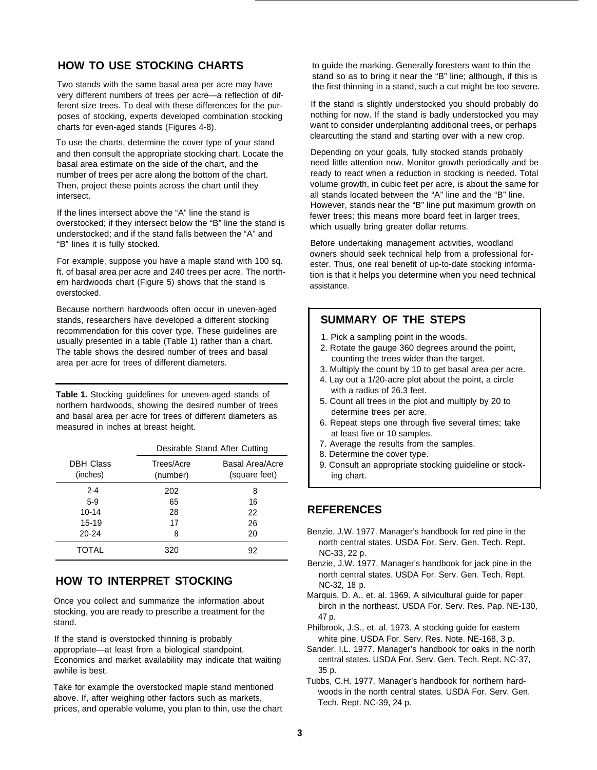## HOW TO USE STOCKING CHARTS

Two stands with the same basal area per acre may have very different numbers of trees per acre—a reflection of different size trees. To deal with these differences for the purposes of stocking, experts developed combination stocking charts for even-aged stands (Figures 4-8).

To use the charts, determine the cover type of your stand and then consult the appropriate stocking chart. Locate the basal area estimate on the side of the chart, and the number of trees per acre along the bottom of the chart. Then, project these points across the chart until they intersect.

If the lines intersect above the "A" line the stand is overstocked; if they intersect below the "B" line the stand is understocked; and if the stand falls between the "A" and "B" lines it is fully stocked.

For example, suppose you have a maple stand with 100 sq. ft. of basal area per acre and 240 trees per acre. The northern hardwoods chart (Figure 5) shows that the stand is overstocked.

Because northern hardwoods often occur in uneven-aged stands, researchers have developed a different stocking recommendation for this cover type. These guidelines are usually presented in a table (Table 1) rather than a chart. The table shows the desired number of trees and basal area per acre for trees of different diameters.

**Table 1.** Stocking guidelines for uneven-aged stands of northern hardwoods, showing the desired number of trees and basal area per acre for trees of different diameters as measured in inches at breast height.

| | Desirable Stand After Cutting | |
|---|---|---|
| DBH Class (inches) | Trees/Acre (number) | Basal Area/Acre (square feet) |
| 2-4 | 202 | 8 |
| 5-9 | 65 | 16 |
| 10-14 | 28 | 22 |
| 15-19 | 17 | 26 |
| 20-24 | 8 | 20 |
| TOTAL | 320 | 92 |

## HOW TO INTERPRET STOCKING

Once you collect and summarize the information about stocking, you are ready to prescribe a treatment for the stand.

If the stand is overstocked thinning is probably appropriate—at least from a biological standpoint. Economics and market availability may indicate that waiting awhile is best.

Take for example the overstocked maple stand mentioned above. If, after weighing other factors such as markets, prices, and operable volume, you plan to thin, use the chart to guide the marking. Generally foresters want to thin the stand so as to bring it near the "B" line; although, if this is the first thinning in a stand, such a cut might be too severe.

If the stand is slightly understocked you should probably do nothing for now. If the stand is badly understocked you may want to consider underplanting additional trees, or perhaps clearcutting the stand and starting over with a new crop.

Depending on your goals, fully stocked stands probably need little attention now. Monitor growth periodically and be ready to react when a reduction in stocking is needed. Total volume growth, in cubic feet per acre, is about the same for all stands located between the "A" line and the "B" line. However, stands near the "B" line put maximum growth on fewer trees; this means more board feet in larger trees, which usually bring greater dollar returns.

Before undertaking management activities, woodland owners should seek technical help from a professional forester. Thus, one real benefit of up-to-date stocking information is that it helps you determine when you need technical assistance.

### SUMMARY OF THE STEPS

1. Pick a sampling point in the woods.
2. Rotate the gauge 360 degrees around the point, counting the trees wider than the target.
3. Multiply the count by 10 to get basal area per acre.
4. Lay out a 1/20-acre plot about the point, a circle with a radius of 26.3 feet.
5. Count all trees in the plot and multiply by 20 to determine trees per acre.
6. Repeat steps one through five several times; take at least five or 10 samples.
7. Average the results from the samples.
8. Determine the cover type.
9. Consult an appropriate stocking guideline or stocking chart.

## REFERENCES

Benzie, J.W. 1977. Manager's handbook for red pine in the north central states. USDA For. Serv. Gen. Tech. Rept. NC-33, 22 p.

Benzie, J.W. 1977. Manager's handbook for jack pine in the north central states. USDA For. Serv. Gen. Tech. Rept. NC-32, 18 p.

Marquis, D. A., et. al. 1969. A silvicultural guide for paper birch in the northeast. USDA For. Serv. Res. Pap. NE-130, 47 p.

Philbrook, J.S., et. al. 1973. A stocking guide for eastern white pine. USDA For. Serv. Res. Note. NE-168, 3 p.

Sander, I.L. 1977. Manager's handbook for oaks in the north central states. USDA For. Serv. Gen. Tech. Rept. NC-37, 35 p.

Tubbs, C.H. 1977. Manager's handbook for northern hardwoods in the north central states. USDA For. Serv. Gen. Tech. Rept. NC-39, 24 p.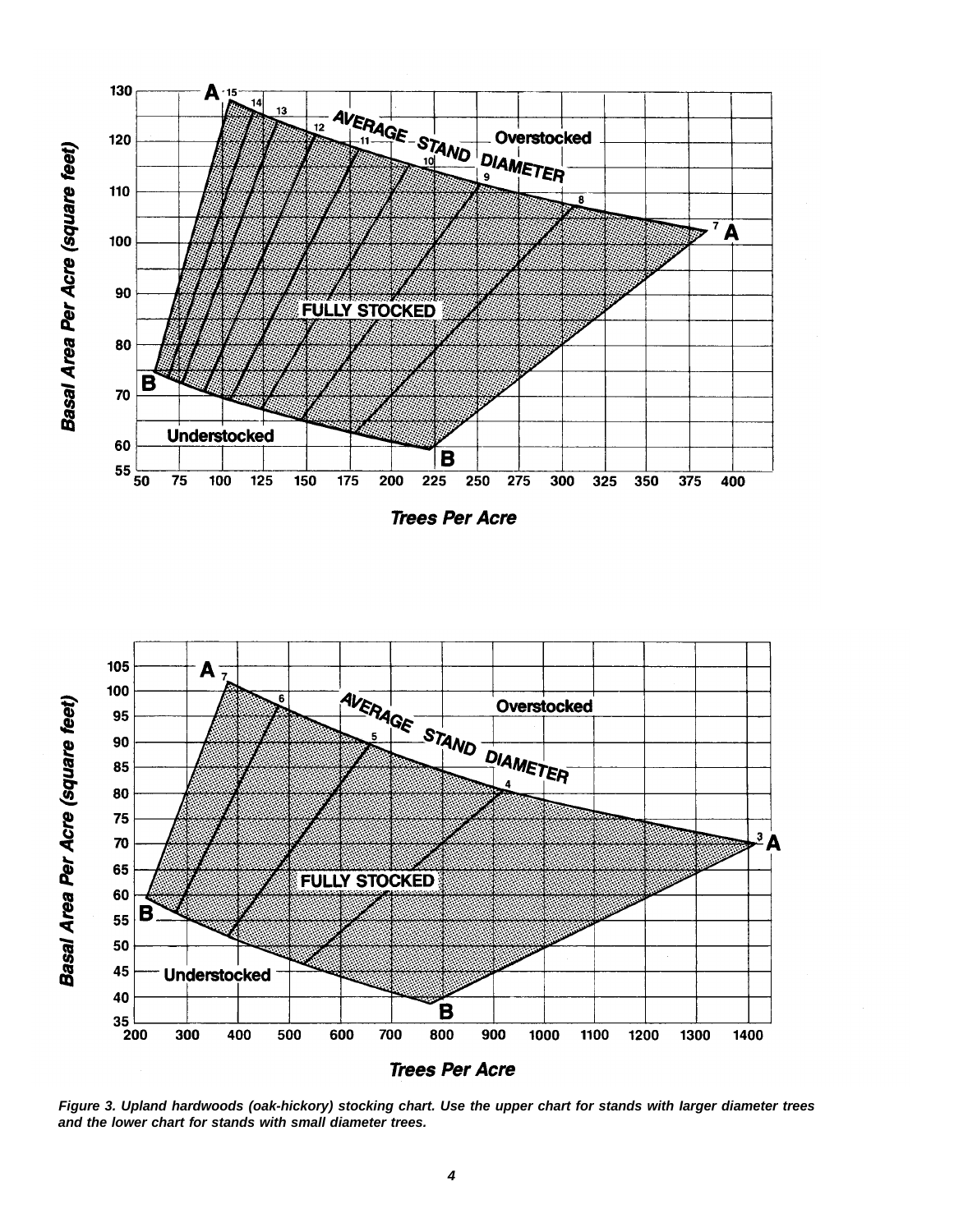*Figure 3. Upland hardwoods (oak-hickory) stocking chart. Use the upper chart for stands with larger diameter trees and the lower chart for stands with small diameter trees.*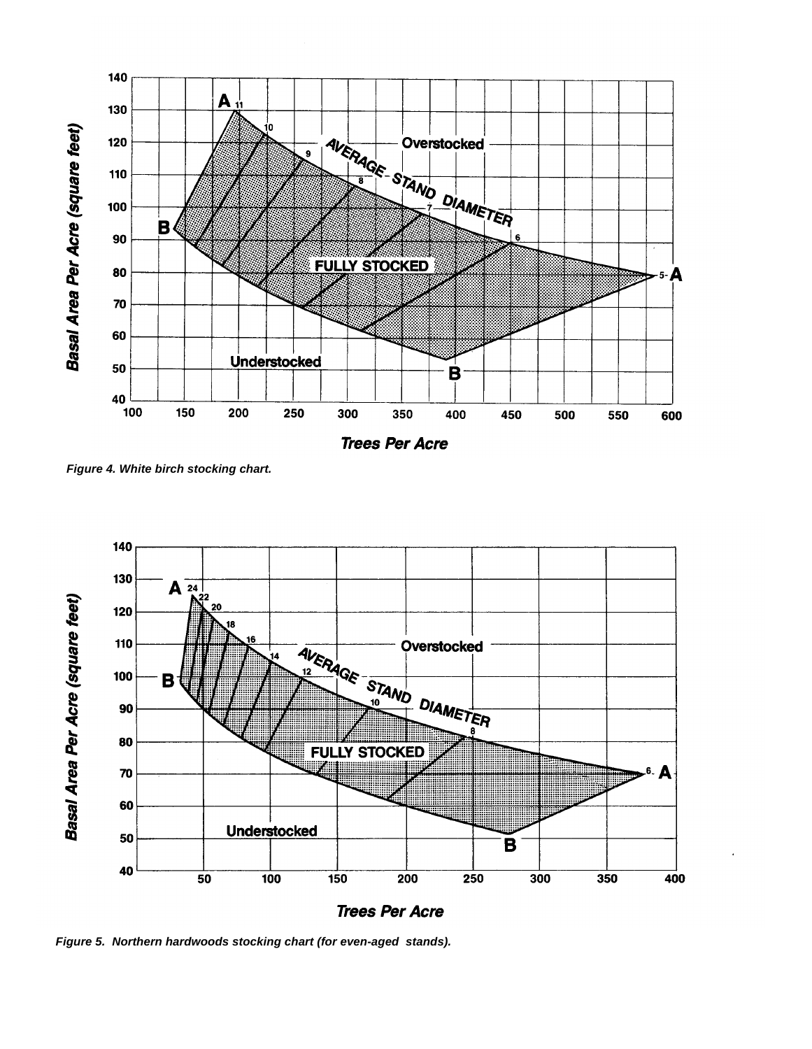*Figure 4. White birch stocking chart.*

*Figure 5. Northern hardwoods stocking chart (for even-aged stands).*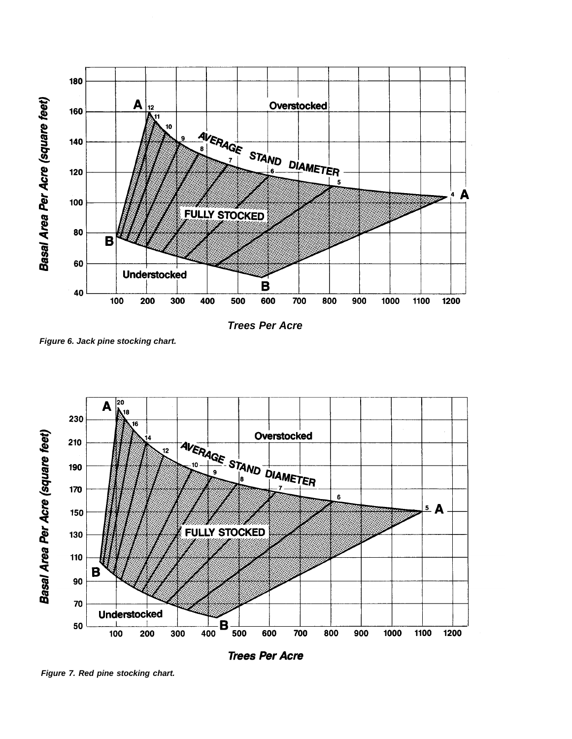Figure 6. Jack pine stocking chart.

Figure 7. Red pine stocking chart.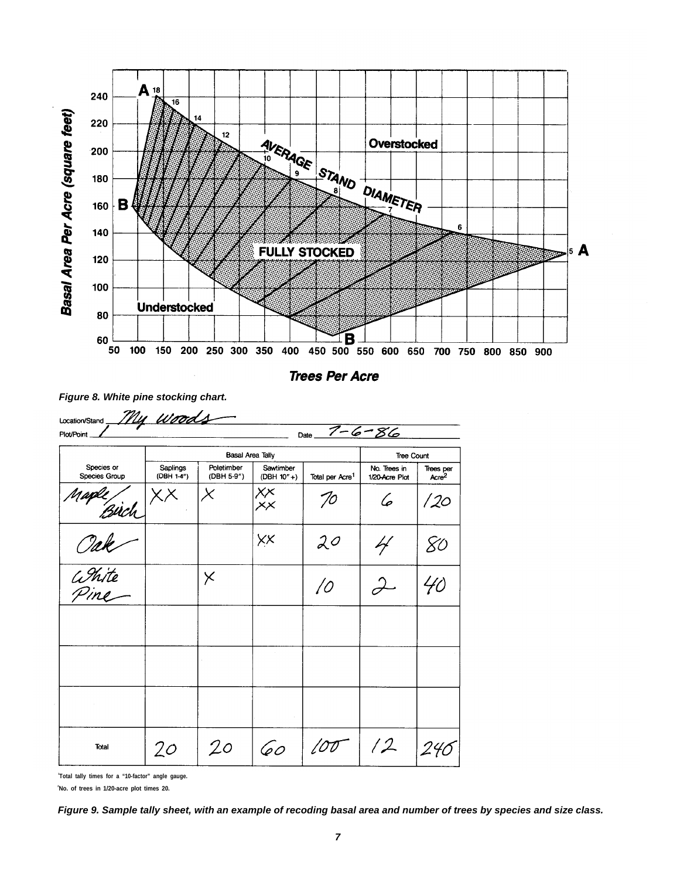Figure 8. White pine stocking chart.

*Figure 8. White pine stocking chart.*

Location/Stand: My woods

Plot/Point: 1 Date: 7-6-86

| Species or Species Group | Basal Area Tally | | | | Tree Count | |
|---|---|---|---|---|---|---|
| | Saplings (DBH 1-4") | Poletimber (DBH 5-9") | Sawtimber (DBH 10"+) | Total per Acre[1] | No. Trees in 1/20-Acre Plot | Trees per Acre[2] |
| Maple/Birch | XX | X | XX XX | 70 | 6 | 120 |
| Oak | | | XX | 20 | 4 | 80 |
| White Pine | | X | | 10 | 2 | 40 |
| | | | | | | |
| | | | | | | |
| | | | | | | |
| Total | 20 | 20 | 60 | 100 | 12 | 240 |

[1]Total tally times for a "10-factor" angle gauge.

[2]No. of trees in 1/20-acre plot times 20.

*Figure 9. Sample tally sheet, with an example of recoding basal area and number of trees by species and size class.*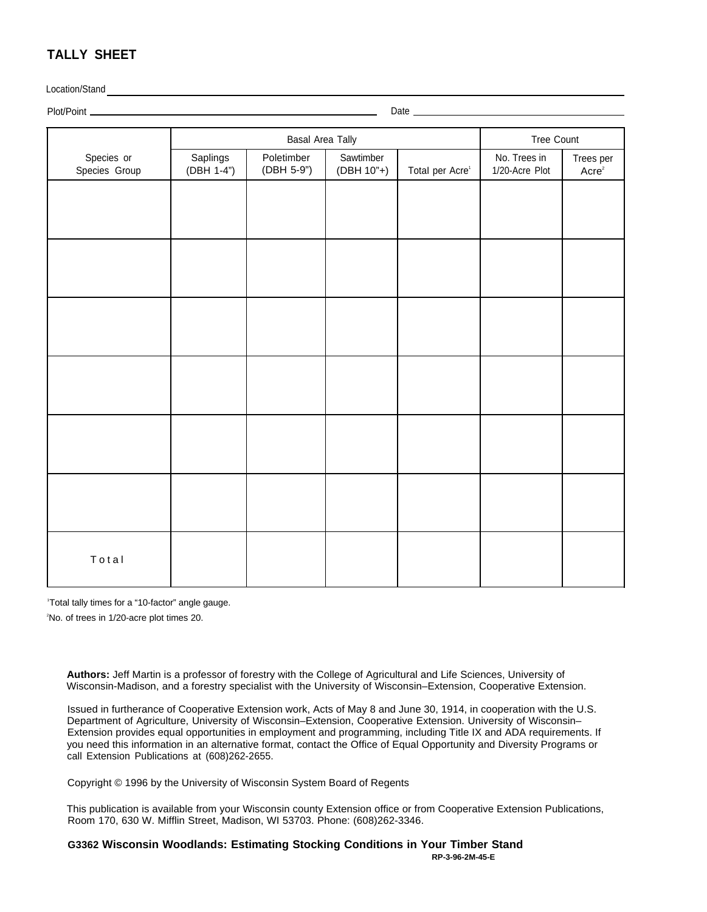## TALLY SHEET

Location/Stand ______________________________________________

Plot/Point ______________________________ Date ______________________

| Species or Species Group | Basal Area Tally | | | | Tree Count | |
|---|---|---|---|---|---|---|
| | Saplings (DBH 1-4") | Poletimber (DBH 5-9") | Sawtimber (DBH 10"+) | Total per Acre[1] | No. Trees in 1/20-Acre Plot | Trees per Acre[2] |
| | | | | | | |
| | | | | | | |
| | | | | | | |
| | | | | | | |
| | | | | | | |
| | | | | | | |
| Total | | | | | | |

[1]Total tally times for a "10-factor" angle gauge.

[2]No. of trees in 1/20-acre plot times 20.

**Authors:** Jeff Martin is a professor of forestry with the College of Agricultural and Life Sciences, University of Wisconsin-Madison, and a forestry specialist with the University of Wisconsin–Extension, Cooperative Extension.

Issued in furtherance of Cooperative Extension work, Acts of May 8 and June 30, 1914, in cooperation with the U.S. Department of Agriculture, University of Wisconsin–Extension, Cooperative Extension. University of Wisconsin–Extension provides equal opportunities in employment and programming, including Title IX and ADA requirements. If you need this information in an alternative format, contact the Office of Equal Opportunity and Diversity Programs or call Extension Publications at (608)262-2655.

Copyright © 1996 by the University of Wisconsin System Board of Regents

This publication is available from your Wisconsin county Extension office or from Cooperative Extension Publications, Room 170, 630 W. Mifflin Street, Madison, WI 53703. Phone: (608)262-3346.

**G3362 Wisconsin Woodlands: Estimating Stocking Conditions in Your Timber Stand**

**RP-3-96-2M-45-E**